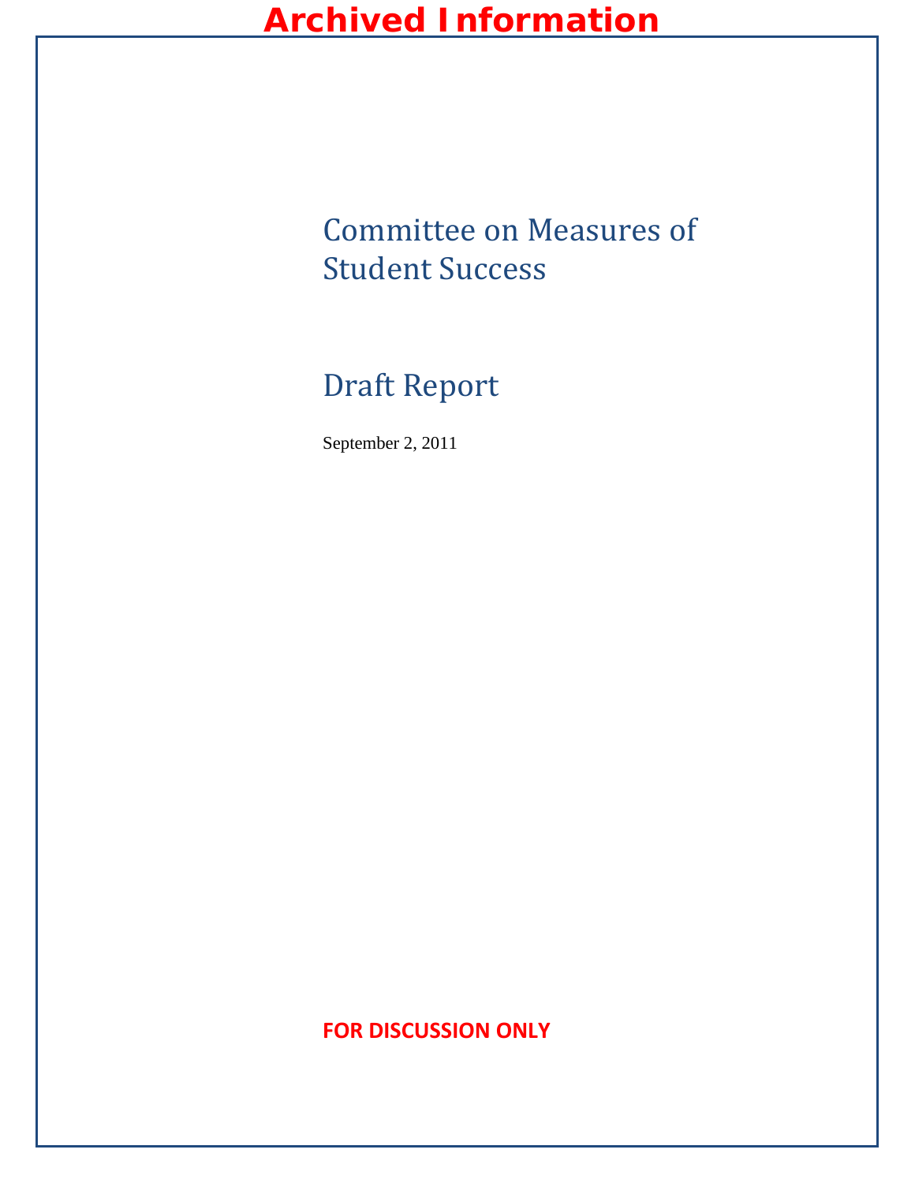**Archived Information**

# Committee on Measures of Student Success

## Draft Report

September 2, 2011

**FOR DISCUSSION ONLY**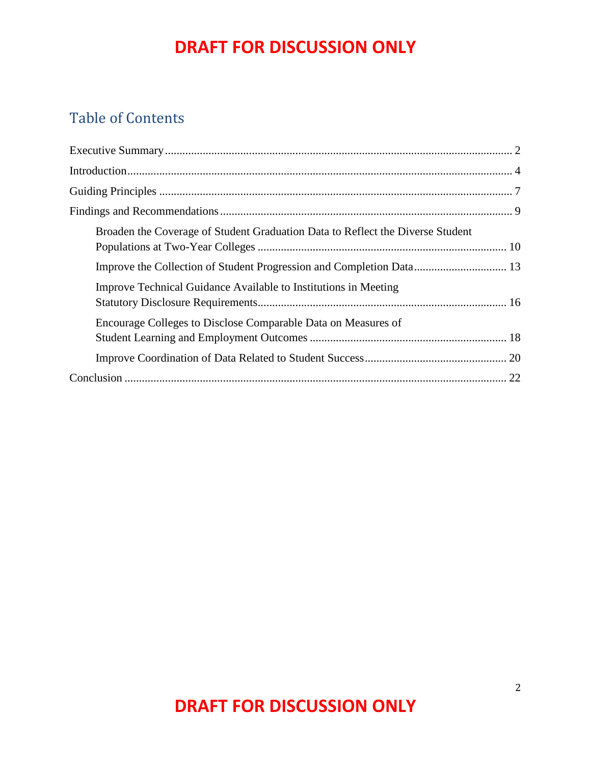## Table of Contents

Executive Summary ........................................................................................................ 2

Introduction .................................................................................................................. 4

Guiding Principles ........................................................................................................ 7

Findings and Recommendations ................................................................................... 9

- Broaden the Coverage of Student Graduation Data to Reflect the Diverse Student Populations at Two-Year Colleges ........................................................................ 10
- Improve the Collection of Student Progression and Completion Data ........................ 13
- Improve Technical Guidance Available to Institutions in Meeting Statutory Disclosure Requirements ........................................................................ 16
- Encourage Colleges to Disclose Comparable Data on Measures of Student Learning and Employment Outcomes ........................................................ 18
- Improve Coordination of Data Related to Student Success ......................................... 20

Conclusion .................................................................................................................... 22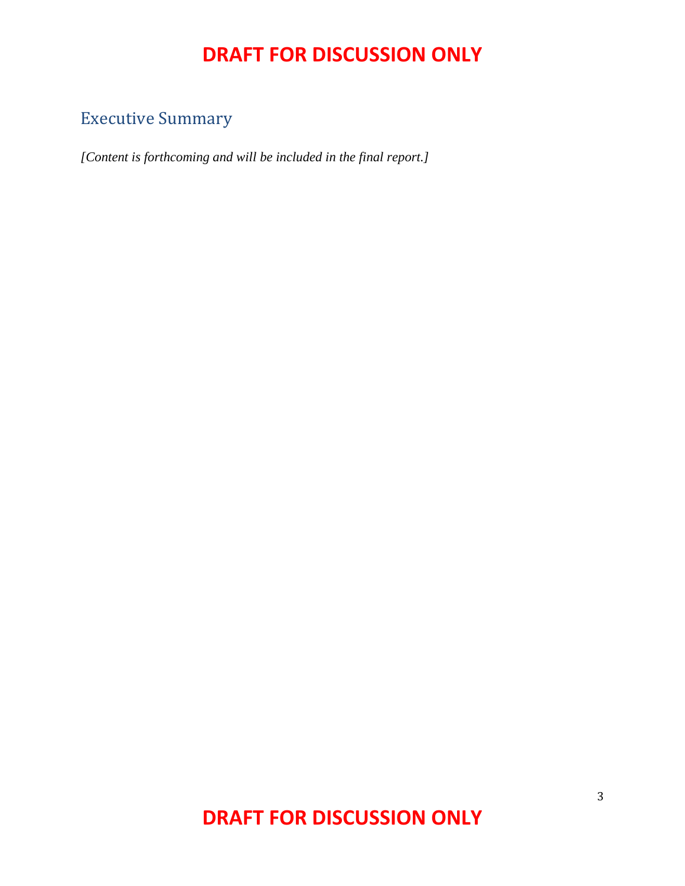## Executive Summary

*[Content is forthcoming and will be included in the final report.]*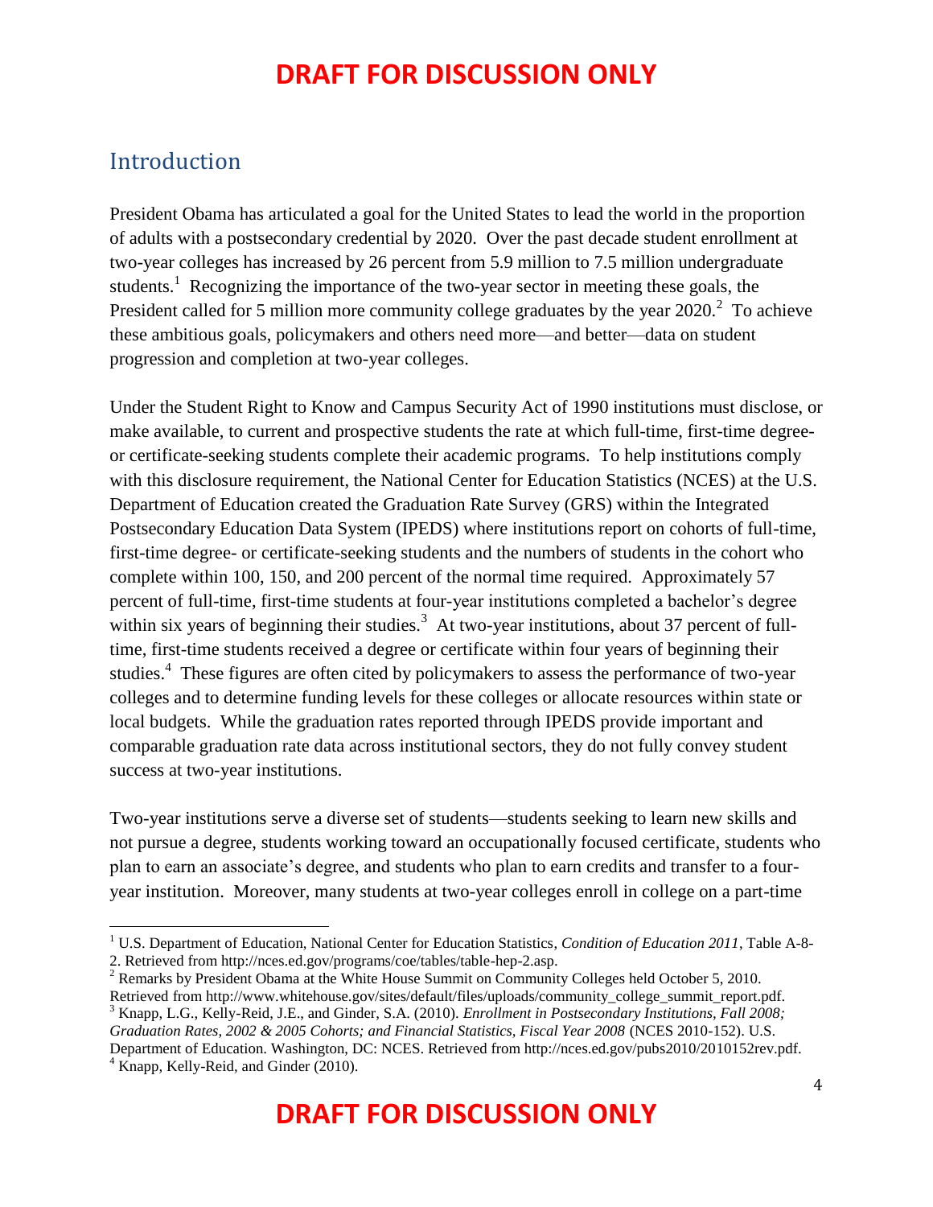## Introduction

President Obama has articulated a goal for the United States to lead the world in the proportion of adults with a postsecondary credential by 2020. Over the past decade student enrollment at two-year colleges has increased by 26 percent from 5.9 million to 7.5 million undergraduate students.[1] Recognizing the importance of the two-year sector in meeting these goals, the President called for 5 million more community college graduates by the year 2020.[2] To achieve these ambitious goals, policymakers and others need more—and better—data on student progression and completion at two-year colleges.

Under the Student Right to Know and Campus Security Act of 1990 institutions must disclose, or make available, to current and prospective students the rate at which full-time, first-time degree- or certificate-seeking students complete their academic programs. To help institutions comply with this disclosure requirement, the National Center for Education Statistics (NCES) at the U.S. Department of Education created the Graduation Rate Survey (GRS) within the Integrated Postsecondary Education Data System (IPEDS) where institutions report on cohorts of full-time, first-time degree- or certificate-seeking students and the numbers of students in the cohort who complete within 100, 150, and 200 percent of the normal time required. Approximately 57 percent of full-time, first-time students at four-year institutions completed a bachelor's degree within six years of beginning their studies.[3] At two-year institutions, about 37 percent of full-time, first-time students received a degree or certificate within four years of beginning their studies.[4] These figures are often cited by policymakers to assess the performance of two-year colleges and to determine funding levels for these colleges or allocate resources within state or local budgets. While the graduation rates reported through IPEDS provide important and comparable graduation rate data across institutional sectors, they do not fully convey student success at two-year institutions.

Two-year institutions serve a diverse set of students—students seeking to learn new skills and not pursue a degree, students working toward an occupationally focused certificate, students who plan to earn an associate's degree, and students who plan to earn credits and transfer to a four-year institution. Moreover, many students at two-year colleges enroll in college on a part-time

---

[1] U.S. Department of Education, National Center for Education Statistics, *Condition of Education 2011*, Table A-8-2. Retrieved from http://nces.ed.gov/programs/coe/tables/table-hep-2.asp.

[2] Remarks by President Obama at the White House Summit on Community Colleges held October 5, 2010. Retrieved from http://www.whitehouse.gov/sites/default/files/uploads/community_college_summit_report.pdf.

[3] Knapp, L.G., Kelly-Reid, J.E., and Ginder, S.A. (2010). *Enrollment in Postsecondary Institutions, Fall 2008; Graduation Rates, 2002 & 2005 Cohorts; and Financial Statistics, Fiscal Year 2008* (NCES 2010-152). U.S. Department of Education. Washington, DC: NCES. Retrieved from http://nces.ed.gov/pubs2010/2010152rev.pdf.

[4] Knapp, Kelly-Reid, and Ginder (2010).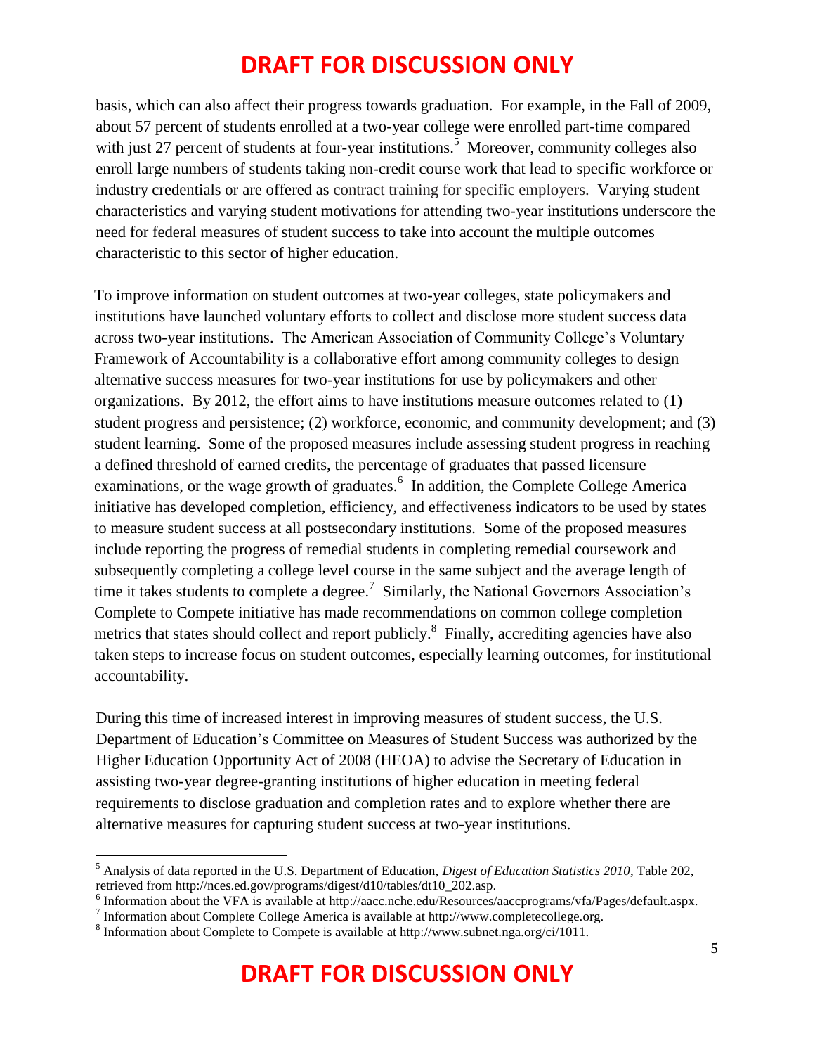basis, which can also affect their progress towards graduation. For example, in the Fall of 2009, about 57 percent of students enrolled at a two-year college were enrolled part-time compared with just 27 percent of students at four-year institutions.[5] Moreover, community colleges also enroll large numbers of students taking non-credit course work that lead to specific workforce or industry credentials or are offered as contract training for specific employers. Varying student characteristics and varying student motivations for attending two-year institutions underscore the need for federal measures of student success to take into account the multiple outcomes characteristic to this sector of higher education.

To improve information on student outcomes at two-year colleges, state policymakers and institutions have launched voluntary efforts to collect and disclose more student success data across two-year institutions. The American Association of Community College's Voluntary Framework of Accountability is a collaborative effort among community colleges to design alternative success measures for two-year institutions for use by policymakers and other organizations. By 2012, the effort aims to have institutions measure outcomes related to (1) student progress and persistence; (2) workforce, economic, and community development; and (3) student learning. Some of the proposed measures include assessing student progress in reaching a defined threshold of earned credits, the percentage of graduates that passed licensure examinations, or the wage growth of graduates.[6] In addition, the Complete College America initiative has developed completion, efficiency, and effectiveness indicators to be used by states to measure student success at all postsecondary institutions. Some of the proposed measures include reporting the progress of remedial students in completing remedial coursework and subsequently completing a college level course in the same subject and the average length of time it takes students to complete a degree.[7] Similarly, the National Governors Association's Complete to Compete initiative has made recommendations on common college completion metrics that states should collect and report publicly.[8] Finally, accrediting agencies have also taken steps to increase focus on student outcomes, especially learning outcomes, for institutional accountability.

During this time of increased interest in improving measures of student success, the U.S. Department of Education's Committee on Measures of Student Success was authorized by the Higher Education Opportunity Act of 2008 (HEOA) to advise the Secretary of Education in assisting two-year degree-granting institutions of higher education in meeting federal requirements to disclose graduation and completion rates and to explore whether there are alternative measures for capturing student success at two-year institutions.

---

[5] Analysis of data reported in the U.S. Department of Education, *Digest of Education Statistics 2010*, Table 202, retrieved from http://nces.ed.gov/programs/digest/d10/tables/dt10_202.asp.

[6] Information about the VFA is available at http://aacc.nche.edu/Resources/aaccprograms/vfa/Pages/default.aspx.

[7] Information about Complete College America is available at http://www.completecollege.org.

[8] Information about Complete to Compete is available at http://www.subnet.nga.org/ci/1011.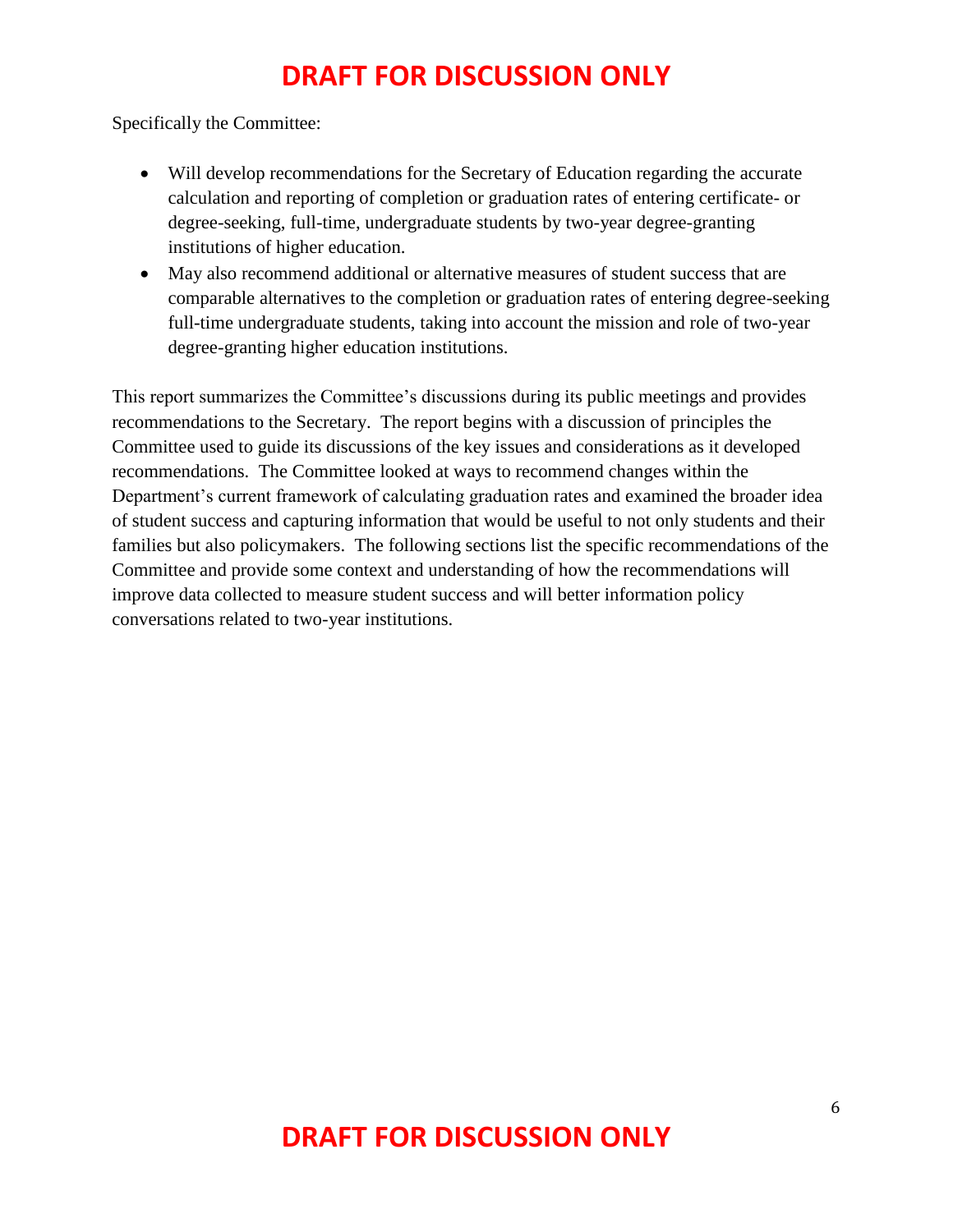Specifically the Committee:

- Will develop recommendations for the Secretary of Education regarding the accurate calculation and reporting of completion or graduation rates of entering certificate- or degree-seeking, full-time, undergraduate students by two-year degree-granting institutions of higher education.
- May also recommend additional or alternative measures of student success that are comparable alternatives to the completion or graduation rates of entering degree-seeking full-time undergraduate students, taking into account the mission and role of two-year degree-granting higher education institutions.

This report summarizes the Committee's discussions during its public meetings and provides recommendations to the Secretary. The report begins with a discussion of principles the Committee used to guide its discussions of the key issues and considerations as it developed recommendations. The Committee looked at ways to recommend changes within the Department's current framework of calculating graduation rates and examined the broader idea of student success and capturing information that would be useful to not only students and their families but also policymakers. The following sections list the specific recommendations of the Committee and provide some context and understanding of how the recommendations will improve data collected to measure student success and will better information policy conversations related to two-year institutions.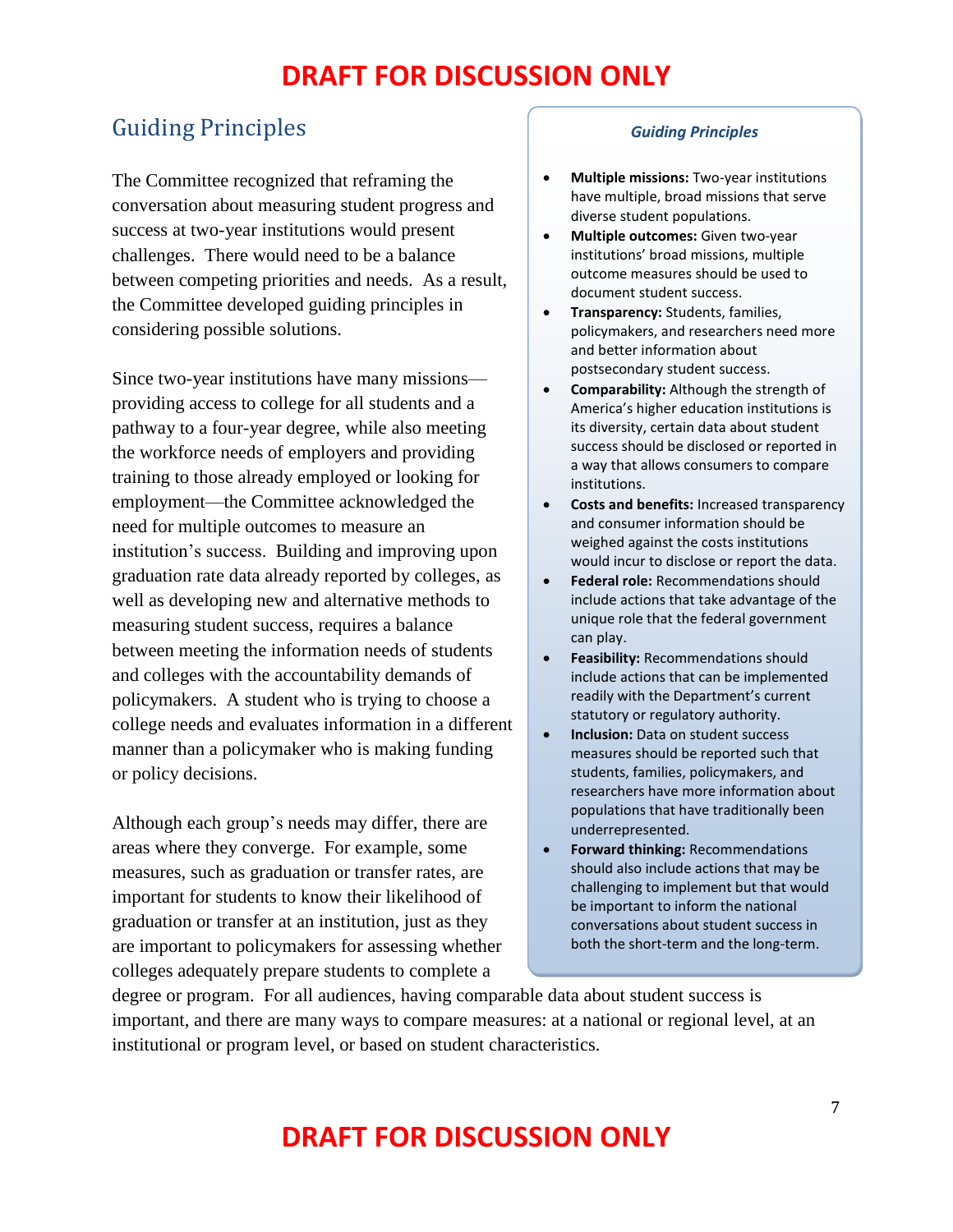**DRAFT FOR DISCUSSION ONLY**

## Guiding Principles

The Committee recognized that reframing the conversation about measuring student progress and success at two-year institutions would present challenges. There would need to be a balance between competing priorities and needs. As a result, the Committee developed guiding principles in considering possible solutions.

Since two-year institutions have many missions—providing access to college for all students and a pathway to a four-year degree, while also meeting the workforce needs of employers and providing training to those already employed or looking for employment—the Committee acknowledged the need for multiple outcomes to measure an institution's success. Building and improving upon graduation rate data already reported by colleges, as well as developing new and alternative methods to measuring student success, requires a balance between meeting the information needs of students and colleges with the accountability demands of policymakers. A student who is trying to choose a college needs and evaluates information in a different manner than a policymaker who is making funding or policy decisions.

Although each group's needs may differ, there are areas where they converge. For example, some measures, such as graduation or transfer rates, are important for students to know their likelihood of graduation or transfer at an institution, just as they are important to policymakers for assessing whether colleges adequately prepare students to complete a degree or program. For all audiences, having comparable data about student success is important, and there are many ways to compare measures: at a national or regional level, at an institutional or program level, or based on student characteristics.

***Guiding Principles***

- **Multiple missions:** Two-year institutions have multiple, broad missions that serve diverse student populations.
- **Multiple outcomes:** Given two-year institutions' broad missions, multiple outcome measures should be used to document student success.
- **Transparency:** Students, families, policymakers, and researchers need more and better information about postsecondary student success.
- **Comparability:** Although the strength of America's higher education institutions is its diversity, certain data about student success should be disclosed or reported in a way that allows consumers to compare institutions.
- **Costs and benefits:** Increased transparency and consumer information should be weighed against the costs institutions would incur to disclose or report the data.
- **Federal role:** Recommendations should include actions that take advantage of the unique role that the federal government can play.
- **Feasibility:** Recommendations should include actions that can be implemented readily with the Department's current statutory or regulatory authority.
- **Inclusion:** Data on student success measures should be reported such that students, families, policymakers, and researchers have more information about populations that have traditionally been underrepresented.
- **Forward thinking:** Recommendations should also include actions that may be challenging to implement but that would be important to inform the national conversations about student success in both the short-term and the long-term.

**DRAFT FOR DISCUSSION ONLY**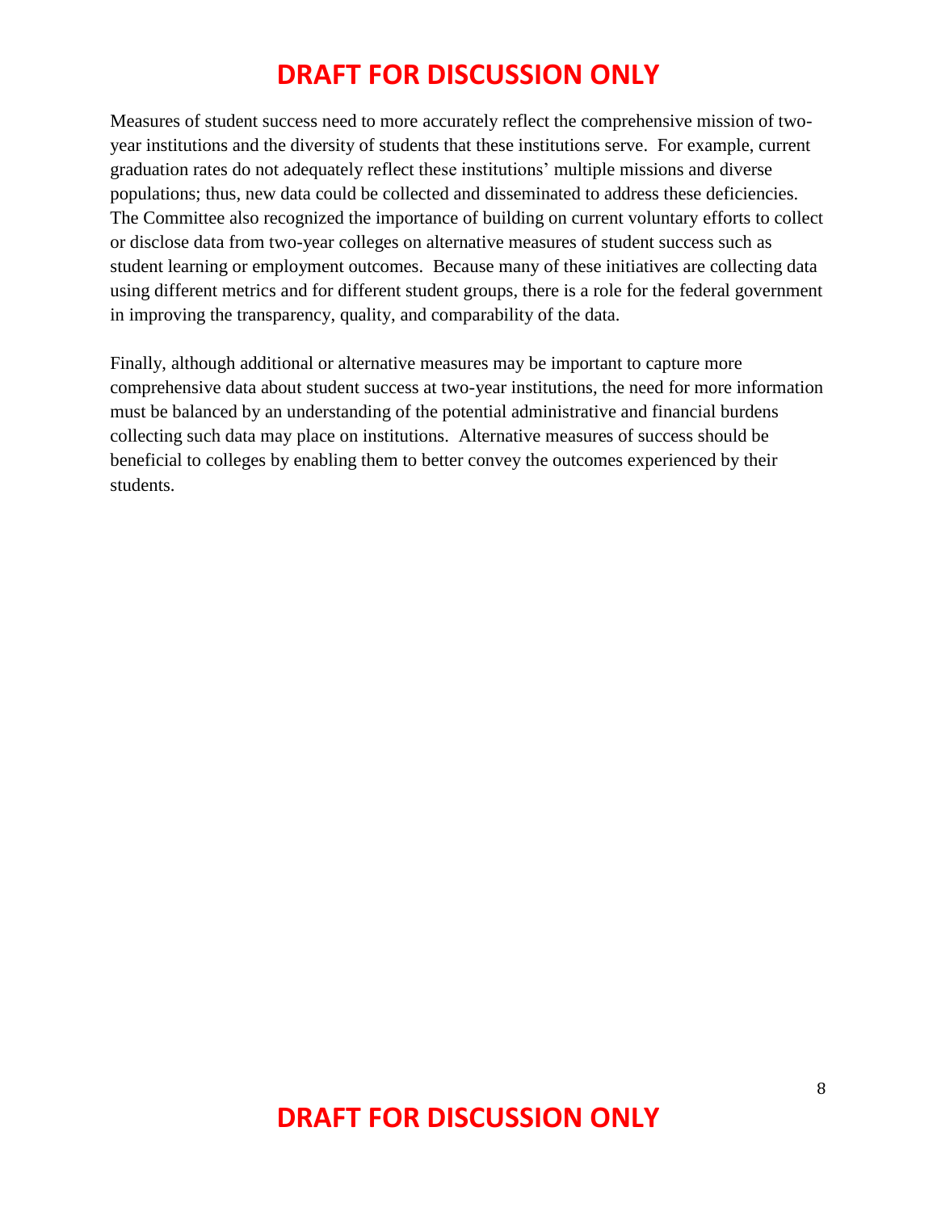Measures of student success need to more accurately reflect the comprehensive mission of two-year institutions and the diversity of students that these institutions serve. For example, current graduation rates do not adequately reflect these institutions' multiple missions and diverse populations; thus, new data could be collected and disseminated to address these deficiencies. The Committee also recognized the importance of building on current voluntary efforts to collect or disclose data from two-year colleges on alternative measures of student success such as student learning or employment outcomes. Because many of these initiatives are collecting data using different metrics and for different student groups, there is a role for the federal government in improving the transparency, quality, and comparability of the data.

Finally, although additional or alternative measures may be important to capture more comprehensive data about student success at two-year institutions, the need for more information must be balanced by an understanding of the potential administrative and financial burdens collecting such data may place on institutions. Alternative measures of success should be beneficial to colleges by enabling them to better convey the outcomes experienced by their students.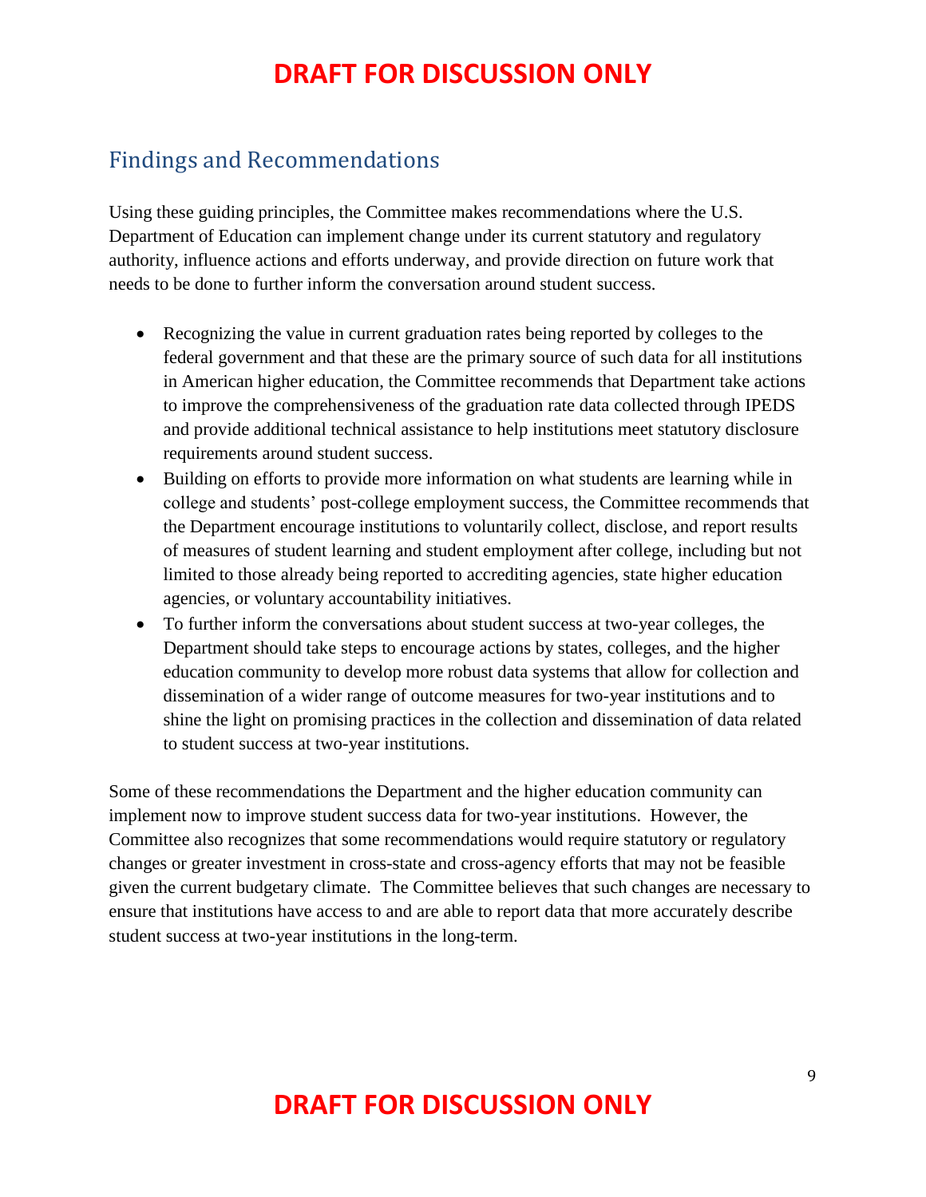## Findings and Recommendations

Using these guiding principles, the Committee makes recommendations where the U.S. Department of Education can implement change under its current statutory and regulatory authority, influence actions and efforts underway, and provide direction on future work that needs to be done to further inform the conversation around student success.

- Recognizing the value in current graduation rates being reported by colleges to the federal government and that these are the primary source of such data for all institutions in American higher education, the Committee recommends that Department take actions to improve the comprehensiveness of the graduation rate data collected through IPEDS and provide additional technical assistance to help institutions meet statutory disclosure requirements around student success.
- Building on efforts to provide more information on what students are learning while in college and students' post-college employment success, the Committee recommends that the Department encourage institutions to voluntarily collect, disclose, and report results of measures of student learning and student employment after college, including but not limited to those already being reported to accrediting agencies, state higher education agencies, or voluntary accountability initiatives.
- To further inform the conversations about student success at two-year colleges, the Department should take steps to encourage actions by states, colleges, and the higher education community to develop more robust data systems that allow for collection and dissemination of a wider range of outcome measures for two-year institutions and to shine the light on promising practices in the collection and dissemination of data related to student success at two-year institutions.

Some of these recommendations the Department and the higher education community can implement now to improve student success data for two-year institutions. However, the Committee also recognizes that some recommendations would require statutory or regulatory changes or greater investment in cross-state and cross-agency efforts that may not be feasible given the current budgetary climate. The Committee believes that such changes are necessary to ensure that institutions have access to and are able to report data that more accurately describe student success at two-year institutions in the long-term.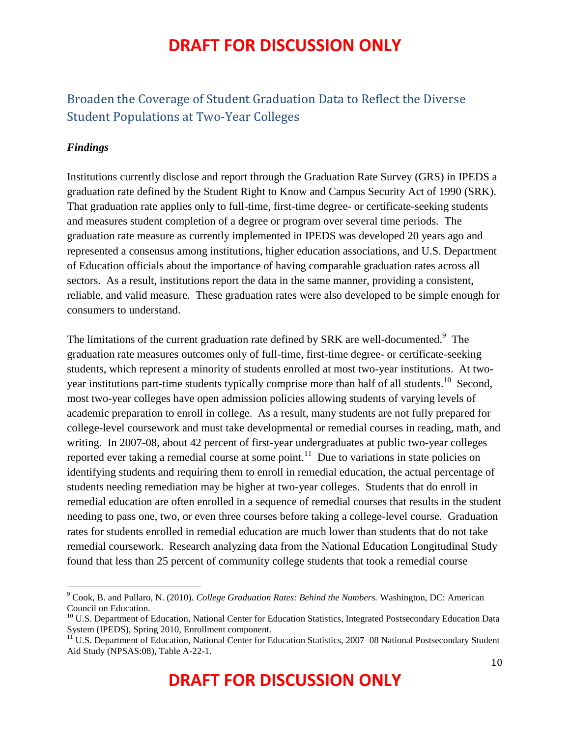## Broaden the Coverage of Student Graduation Data to Reflect the Diverse Student Populations at Two-Year Colleges

### *Findings*

Institutions currently disclose and report through the Graduation Rate Survey (GRS) in IPEDS a graduation rate defined by the Student Right to Know and Campus Security Act of 1990 (SRK). That graduation rate applies only to full-time, first-time degree- or certificate-seeking students and measures student completion of a degree or program over several time periods. The graduation rate measure as currently implemented in IPEDS was developed 20 years ago and represented a consensus among institutions, higher education associations, and U.S. Department of Education officials about the importance of having comparable graduation rates across all sectors. As a result, institutions report the data in the same manner, providing a consistent, reliable, and valid measure. These graduation rates were also developed to be simple enough for consumers to understand.

The limitations of the current graduation rate defined by SRK are well-documented.[9] The graduation rate measures outcomes only of full-time, first-time degree- or certificate-seeking students, which represent a minority of students enrolled at most two-year institutions. At two-year institutions part-time students typically comprise more than half of all students.[10] Second, most two-year colleges have open admission policies allowing students of varying levels of academic preparation to enroll in college. As a result, many students are not fully prepared for college-level coursework and must take developmental or remedial courses in reading, math, and writing. In 2007-08, about 42 percent of first-year undergraduates at public two-year colleges reported ever taking a remedial course at some point.[11] Due to variations in state policies on identifying students and requiring them to enroll in remedial education, the actual percentage of students needing remediation may be higher at two-year colleges. Students that do enroll in remedial education are often enrolled in a sequence of remedial courses that results in the student needing to pass one, two, or even three courses before taking a college-level course. Graduation rates for students enrolled in remedial education are much lower than students that do not take remedial coursework. Research analyzing data from the National Education Longitudinal Study found that less than 25 percent of community college students that took a remedial course

---

[9] Cook, B. and Pullaro, N. (2010). *College Graduation Rates: Behind the Numbers.* Washington, DC: American Council on Education.

[10] U.S. Department of Education, National Center for Education Statistics, Integrated Postsecondary Education Data System (IPEDS), Spring 2010, Enrollment component.

[11] U.S. Department of Education, National Center for Education Statistics, 2007–08 National Postsecondary Student Aid Study (NPSAS:08), Table A-22-1.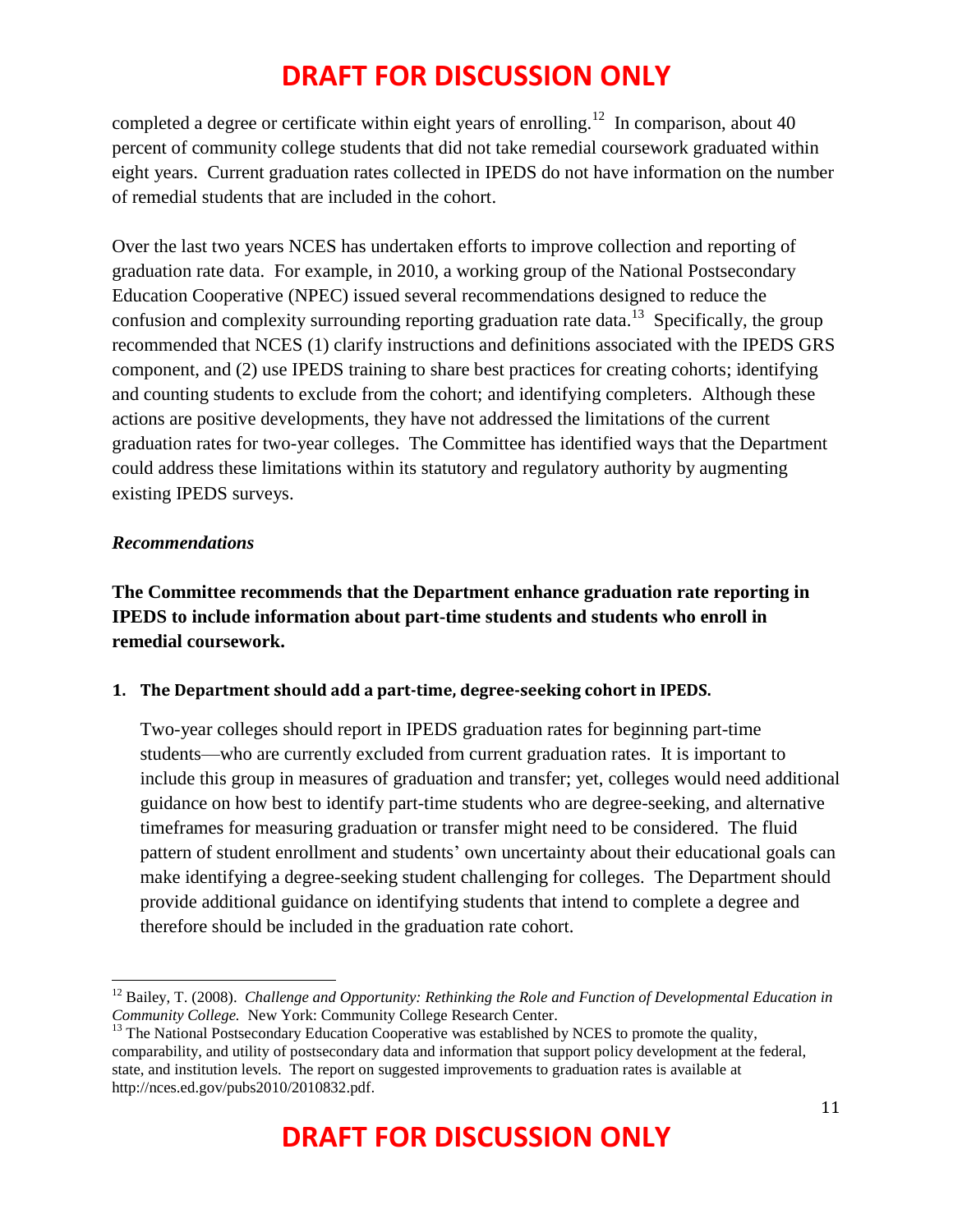completed a degree or certificate within eight years of enrolling.[12] In comparison, about 40 percent of community college students that did not take remedial coursework graduated within eight years. Current graduation rates collected in IPEDS do not have information on the number of remedial students that are included in the cohort.

Over the last two years NCES has undertaken efforts to improve collection and reporting of graduation rate data. For example, in 2010, a working group of the National Postsecondary Education Cooperative (NPEC) issued several recommendations designed to reduce the confusion and complexity surrounding reporting graduation rate data.[13] Specifically, the group recommended that NCES (1) clarify instructions and definitions associated with the IPEDS GRS component, and (2) use IPEDS training to share best practices for creating cohorts; identifying and counting students to exclude from the cohort; and identifying completers. Although these actions are positive developments, they have not addressed the limitations of the current graduation rates for two-year colleges. The Committee has identified ways that the Department could address these limitations within its statutory and regulatory authority by augmenting existing IPEDS surveys.

***Recommendations***

**The Committee recommends that the Department enhance graduation rate reporting in IPEDS to include information about part-time students and students who enroll in remedial coursework.**

**1. The Department should add a part-time, degree-seeking cohort in IPEDS.**

Two-year colleges should report in IPEDS graduation rates for beginning part-time students—who are currently excluded from current graduation rates. It is important to include this group in measures of graduation and transfer; yet, colleges would need additional guidance on how best to identify part-time students who are degree-seeking, and alternative timeframes for measuring graduation or transfer might need to be considered. The fluid pattern of student enrollment and students' own uncertainty about their educational goals can make identifying a degree-seeking student challenging for colleges. The Department should provide additional guidance on identifying students that intend to complete a degree and therefore should be included in the graduation rate cohort.

---

[12] Bailey, T. (2008). *Challenge and Opportunity: Rethinking the Role and Function of Developmental Education in Community College.* New York: Community College Research Center.

[13] The National Postsecondary Education Cooperative was established by NCES to promote the quality, comparability, and utility of postsecondary data and information that support policy development at the federal, state, and institution levels. The report on suggested improvements to graduation rates is available at http://nces.ed.gov/pubs2010/2010832.pdf.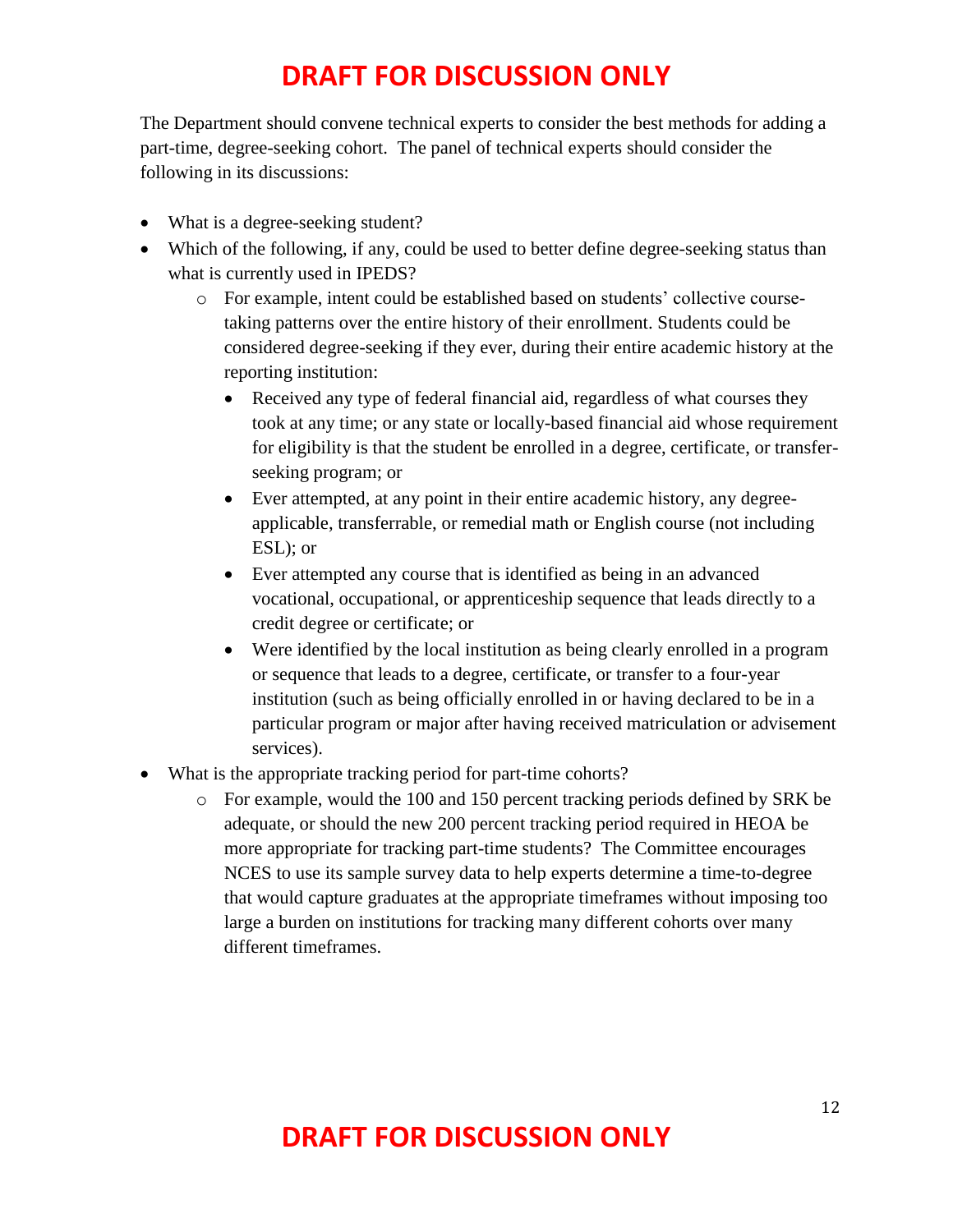The Department should convene technical experts to consider the best methods for adding a part-time, degree-seeking cohort. The panel of technical experts should consider the following in its discussions:

- What is a degree-seeking student?
- Which of the following, if any, could be used to better define degree-seeking status than what is currently used in IPEDS?
  - For example, intent could be established based on students' collective course-taking patterns over the entire history of their enrollment. Students could be considered degree-seeking if they ever, during their entire academic history at the reporting institution:
    - Received any type of federal financial aid, regardless of what courses they took at any time; or any state or locally-based financial aid whose requirement for eligibility is that the student be enrolled in a degree, certificate, or transfer-seeking program; or
    - Ever attempted, at any point in their entire academic history, any degree-applicable, transferrable, or remedial math or English course (not including ESL); or
    - Ever attempted any course that is identified as being in an advanced vocational, occupational, or apprenticeship sequence that leads directly to a credit degree or certificate; or
    - Were identified by the local institution as being clearly enrolled in a program or sequence that leads to a degree, certificate, or transfer to a four-year institution (such as being officially enrolled in or having declared to be in a particular program or major after having received matriculation or advisement services).
- What is the appropriate tracking period for part-time cohorts?
  - For example, would the 100 and 150 percent tracking periods defined by SRK be adequate, or should the new 200 percent tracking period required in HEOA be more appropriate for tracking part-time students? The Committee encourages NCES to use its sample survey data to help experts determine a time-to-degree that would capture graduates at the appropriate timeframes without imposing too large a burden on institutions for tracking many different cohorts over many different timeframes.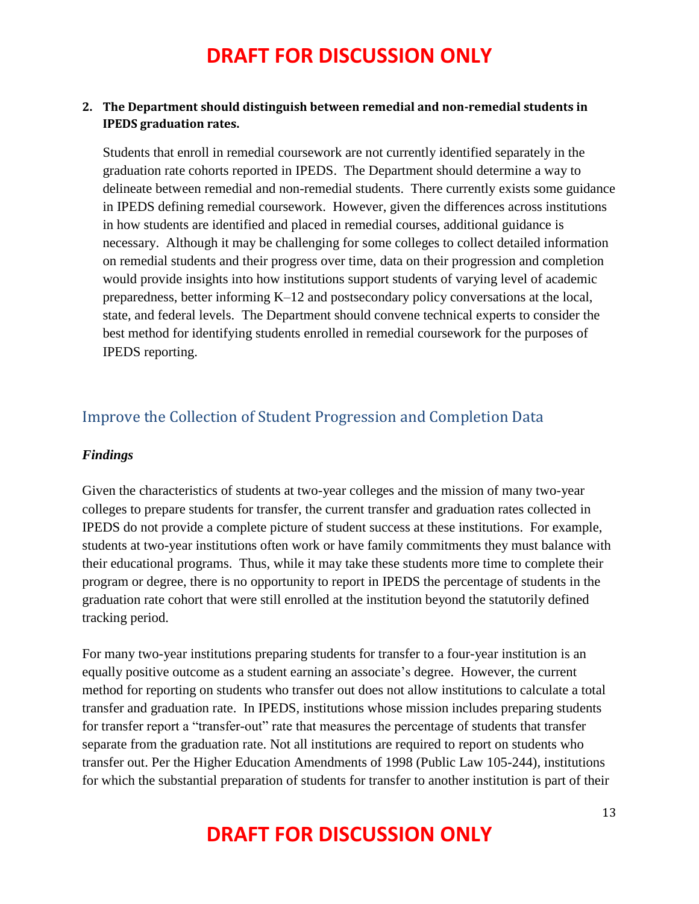**2. The Department should distinguish between remedial and non-remedial students in IPEDS graduation rates.**

Students that enroll in remedial coursework are not currently identified separately in the graduation rate cohorts reported in IPEDS. The Department should determine a way to delineate between remedial and non-remedial students. There currently exists some guidance in IPEDS defining remedial coursework. However, given the differences across institutions in how students are identified and placed in remedial courses, additional guidance is necessary. Although it may be challenging for some colleges to collect detailed information on remedial students and their progress over time, data on their progression and completion would provide insights into how institutions support students of varying level of academic preparedness, better informing K–12 and postsecondary policy conversations at the local, state, and federal levels. The Department should convene technical experts to consider the best method for identifying students enrolled in remedial coursework for the purposes of IPEDS reporting.

## Improve the Collection of Student Progression and Completion Data

***Findings***

Given the characteristics of students at two-year colleges and the mission of many two-year colleges to prepare students for transfer, the current transfer and graduation rates collected in IPEDS do not provide a complete picture of student success at these institutions. For example, students at two-year institutions often work or have family commitments they must balance with their educational programs. Thus, while it may take these students more time to complete their program or degree, there is no opportunity to report in IPEDS the percentage of students in the graduation rate cohort that were still enrolled at the institution beyond the statutorily defined tracking period.

For many two-year institutions preparing students for transfer to a four-year institution is an equally positive outcome as a student earning an associate's degree. However, the current method for reporting on students who transfer out does not allow institutions to calculate a total transfer and graduation rate. In IPEDS, institutions whose mission includes preparing students for transfer report a "transfer-out" rate that measures the percentage of students that transfer separate from the graduation rate. Not all institutions are required to report on students who transfer out. Per the Higher Education Amendments of 1998 (Public Law 105-244), institutions for which the substantial preparation of students for transfer to another institution is part of their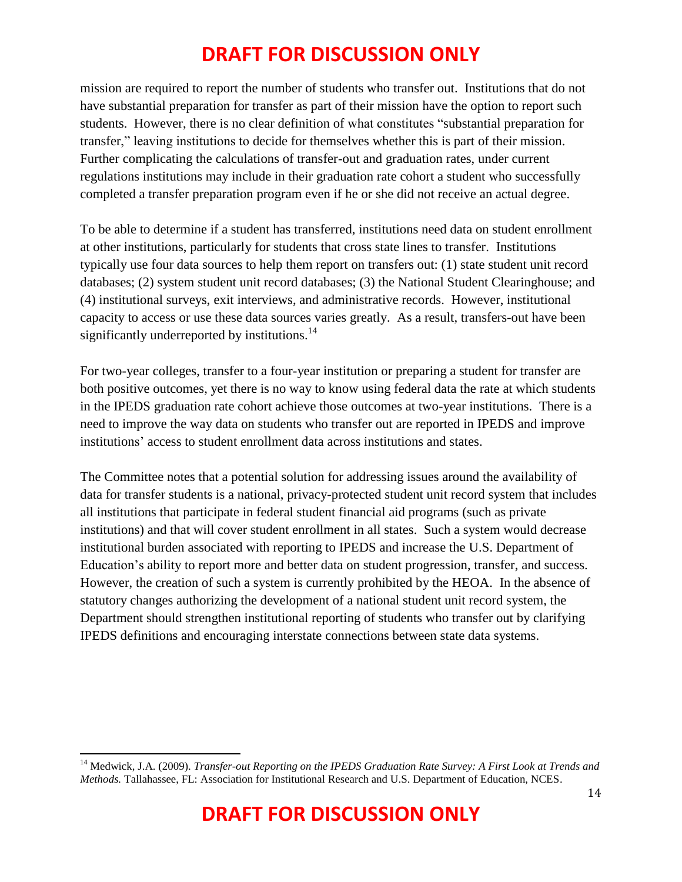mission are required to report the number of students who transfer out. Institutions that do not have substantial preparation for transfer as part of their mission have the option to report such students. However, there is no clear definition of what constitutes "substantial preparation for transfer," leaving institutions to decide for themselves whether this is part of their mission. Further complicating the calculations of transfer-out and graduation rates, under current regulations institutions may include in their graduation rate cohort a student who successfully completed a transfer preparation program even if he or she did not receive an actual degree.

To be able to determine if a student has transferred, institutions need data on student enrollment at other institutions, particularly for students that cross state lines to transfer. Institutions typically use four data sources to help them report on transfers out: (1) state student unit record databases; (2) system student unit record databases; (3) the National Student Clearinghouse; and (4) institutional surveys, exit interviews, and administrative records. However, institutional capacity to access or use these data sources varies greatly. As a result, transfers-out have been significantly underreported by institutions.[14]

For two-year colleges, transfer to a four-year institution or preparing a student for transfer are both positive outcomes, yet there is no way to know using federal data the rate at which students in the IPEDS graduation rate cohort achieve those outcomes at two-year institutions. There is a need to improve the way data on students who transfer out are reported in IPEDS and improve institutions' access to student enrollment data across institutions and states.

The Committee notes that a potential solution for addressing issues around the availability of data for transfer students is a national, privacy-protected student unit record system that includes all institutions that participate in federal student financial aid programs (such as private institutions) and that will cover student enrollment in all states. Such a system would decrease institutional burden associated with reporting to IPEDS and increase the U.S. Department of Education's ability to report more and better data on student progression, transfer, and success. However, the creation of such a system is currently prohibited by the HEOA. In the absence of statutory changes authorizing the development of a national student unit record system, the Department should strengthen institutional reporting of students who transfer out by clarifying IPEDS definitions and encouraging interstate connections between state data systems.

---

[14] Medwick, J.A. (2009). *Transfer-out Reporting on the IPEDS Graduation Rate Survey: A First Look at Trends and Methods.* Tallahassee, FL: Association for Institutional Research and U.S. Department of Education, NCES.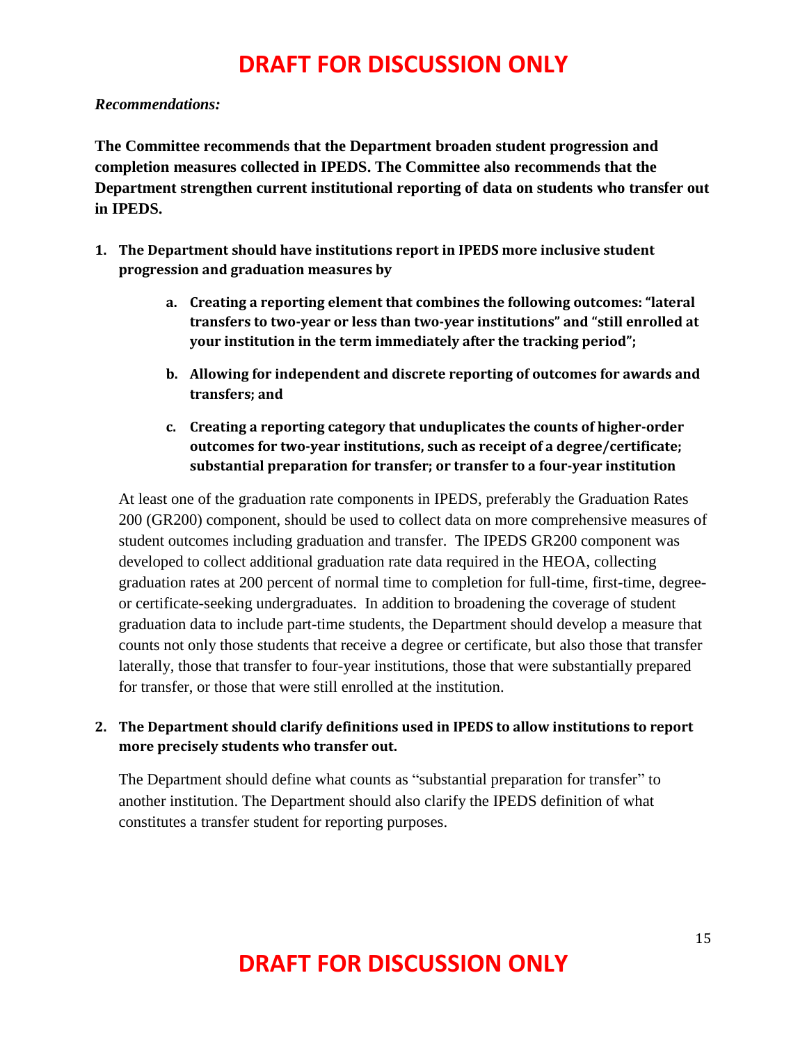*Recommendations:*

**The Committee recommends that the Department broaden student progression and completion measures collected in IPEDS. The Committee also recommends that the Department strengthen current institutional reporting of data on students who transfer out in IPEDS.**

1. **The Department should have institutions report in IPEDS more inclusive student progression and graduation measures by**

   a. **Creating a reporting element that combines the following outcomes: "lateral transfers to two-year or less than two-year institutions" and "still enrolled at your institution in the term immediately after the tracking period";**

   b. **Allowing for independent and discrete reporting of outcomes for awards and transfers; and**

   c. **Creating a reporting category that unduplicates the counts of higher-order outcomes for two-year institutions, such as receipt of a degree/certificate; substantial preparation for transfer; or transfer to a four-year institution**

   At least one of the graduation rate components in IPEDS, preferably the Graduation Rates 200 (GR200) component, should be used to collect data on more comprehensive measures of student outcomes including graduation and transfer. The IPEDS GR200 component was developed to collect additional graduation rate data required in the HEOA, collecting graduation rates at 200 percent of normal time to completion for full-time, first-time, degree- or certificate-seeking undergraduates. In addition to broadening the coverage of student graduation data to include part-time students, the Department should develop a measure that counts not only those students that receive a degree or certificate, but also those that transfer laterally, those that transfer to four-year institutions, those that were substantially prepared for transfer, or those that were still enrolled at the institution.

2. **The Department should clarify definitions used in IPEDS to allow institutions to report more precisely students who transfer out.**

   The Department should define what counts as "substantial preparation for transfer" to another institution. The Department should also clarify the IPEDS definition of what constitutes a transfer student for reporting purposes.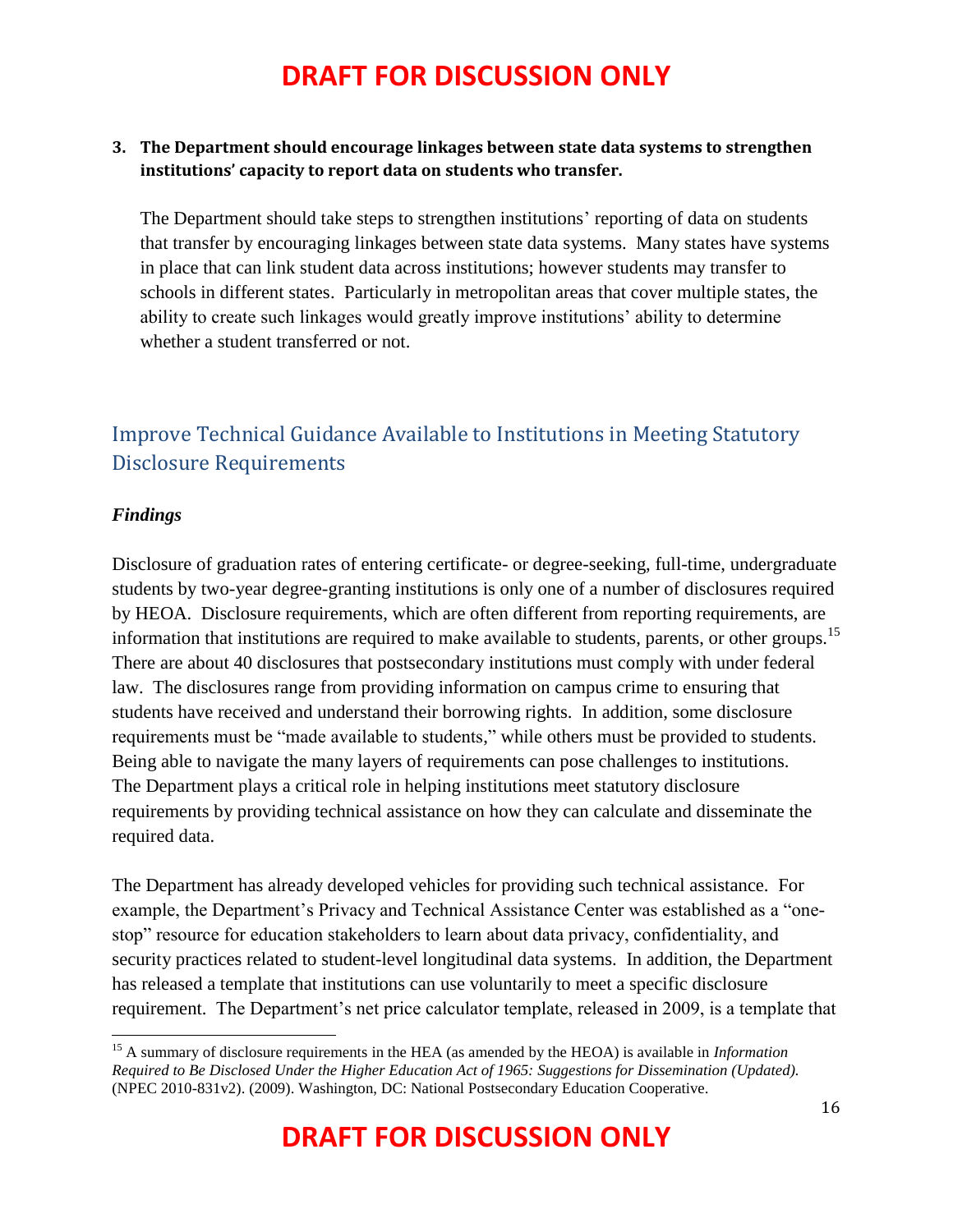**3. The Department should encourage linkages between state data systems to strengthen institutions' capacity to report data on students who transfer.**

The Department should take steps to strengthen institutions' reporting of data on students that transfer by encouraging linkages between state data systems. Many states have systems in place that can link student data across institutions; however students may transfer to schools in different states. Particularly in metropolitan areas that cover multiple states, the ability to create such linkages would greatly improve institutions' ability to determine whether a student transferred or not.

## Improve Technical Guidance Available to Institutions in Meeting Statutory Disclosure Requirements

***Findings***

Disclosure of graduation rates of entering certificate- or degree-seeking, full-time, undergraduate students by two-year degree-granting institutions is only one of a number of disclosures required by HEOA. Disclosure requirements, which are often different from reporting requirements, are information that institutions are required to make available to students, parents, or other groups.[15] There are about 40 disclosures that postsecondary institutions must comply with under federal law. The disclosures range from providing information on campus crime to ensuring that students have received and understand their borrowing rights. In addition, some disclosure requirements must be "made available to students," while others must be provided to students. Being able to navigate the many layers of requirements can pose challenges to institutions. The Department plays a critical role in helping institutions meet statutory disclosure requirements by providing technical assistance on how they can calculate and disseminate the required data.

The Department has already developed vehicles for providing such technical assistance. For example, the Department's Privacy and Technical Assistance Center was established as a "one-stop" resource for education stakeholders to learn about data privacy, confidentiality, and security practices related to student-level longitudinal data systems. In addition, the Department has released a template that institutions can use voluntarily to meet a specific disclosure requirement. The Department's net price calculator template, released in 2009, is a template that

---

[15] A summary of disclosure requirements in the HEA (as amended by the HEOA) is available in *Information Required to Be Disclosed Under the Higher Education Act of 1965: Suggestions for Dissemination (Updated).* (NPEC 2010-831v2). (2009). Washington, DC: National Postsecondary Education Cooperative.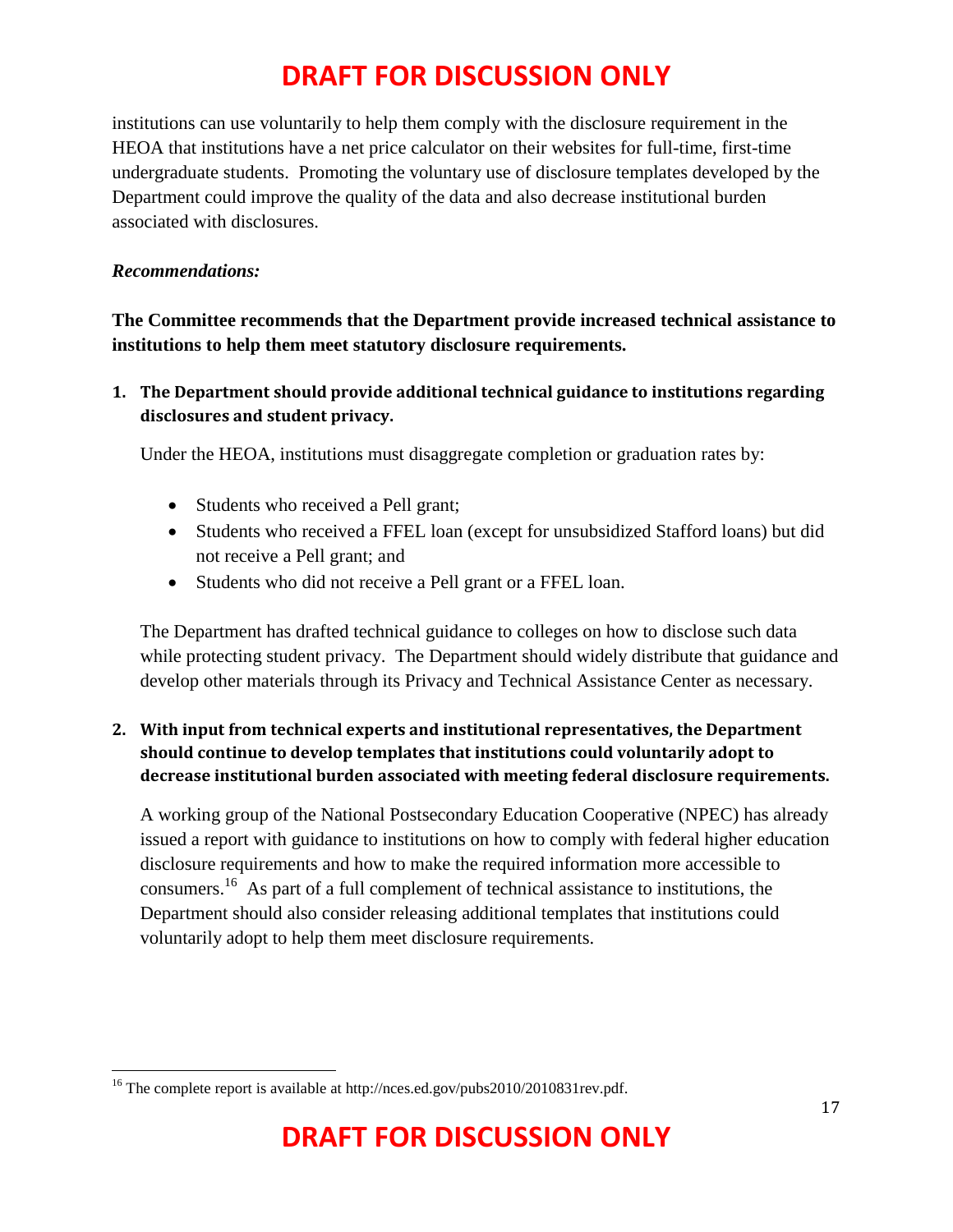institutions can use voluntarily to help them comply with the disclosure requirement in the HEOA that institutions have a net price calculator on their websites for full-time, first-time undergraduate students. Promoting the voluntary use of disclosure templates developed by the Department could improve the quality of the data and also decrease institutional burden associated with disclosures.

***Recommendations:***

**The Committee recommends that the Department provide increased technical assistance to institutions to help them meet statutory disclosure requirements.**

1. **The Department should provide additional technical guidance to institutions regarding disclosures and student privacy.**

   Under the HEOA, institutions must disaggregate completion or graduation rates by:

   - Students who received a Pell grant;
   - Students who received a FFEL loan (except for unsubsidized Stafford loans) but did not receive a Pell grant; and
   - Students who did not receive a Pell grant or a FFEL loan.

   The Department has drafted technical guidance to colleges on how to disclose such data while protecting student privacy. The Department should widely distribute that guidance and develop other materials through its Privacy and Technical Assistance Center as necessary.

2. **With input from technical experts and institutional representatives, the Department should continue to develop templates that institutions could voluntarily adopt to decrease institutional burden associated with meeting federal disclosure requirements.**

   A working group of the National Postsecondary Education Cooperative (NPEC) has already issued a report with guidance to institutions on how to comply with federal higher education disclosure requirements and how to make the required information more accessible to consumers.[16] As part of a full complement of technical assistance to institutions, the Department should also consider releasing additional templates that institutions could voluntarily adopt to help them meet disclosure requirements.

[16] The complete report is available at http://nces.ed.gov/pubs2010/2010831rev.pdf.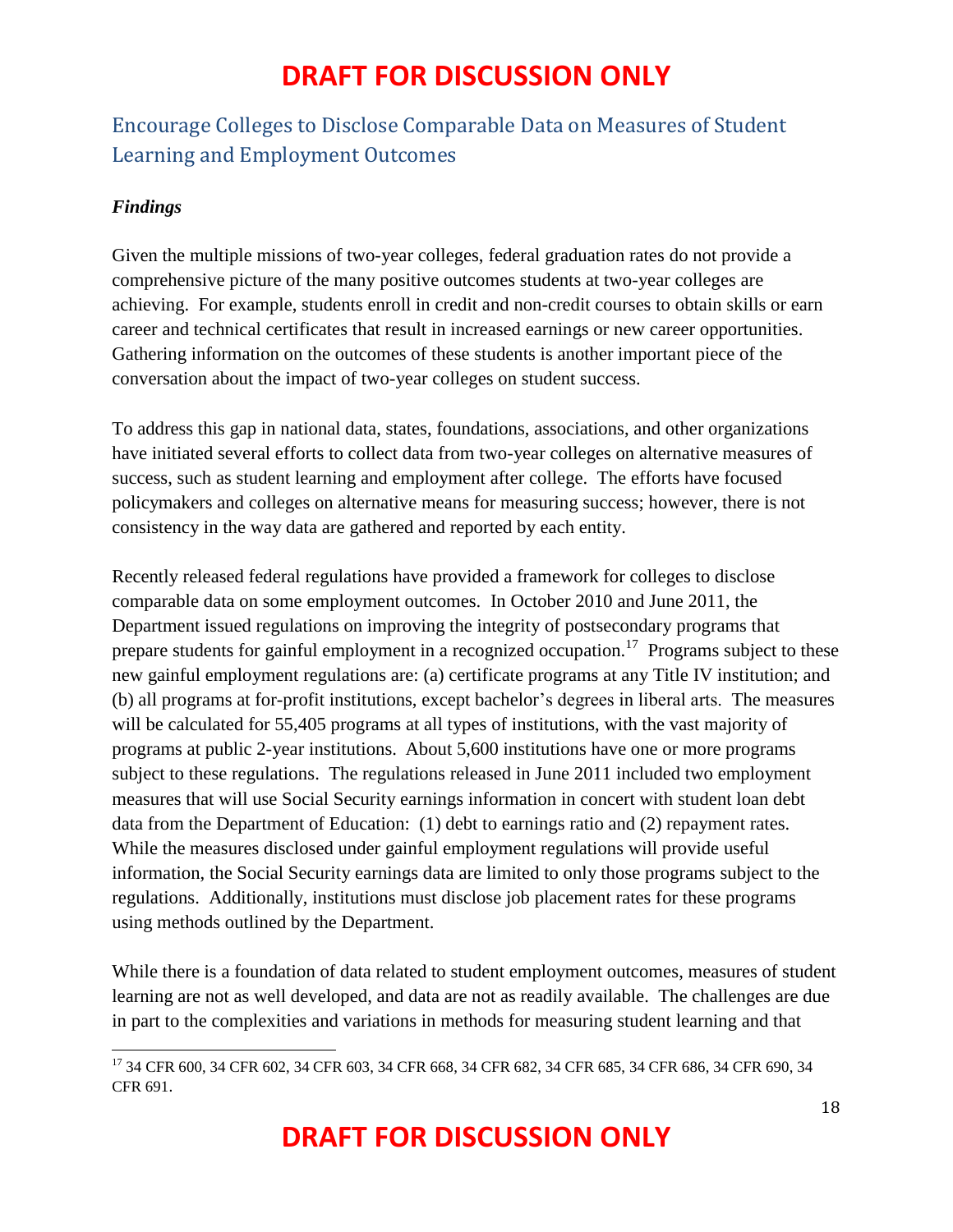## Encourage Colleges to Disclose Comparable Data on Measures of Student Learning and Employment Outcomes

***Findings***

Given the multiple missions of two-year colleges, federal graduation rates do not provide a comprehensive picture of the many positive outcomes students at two-year colleges are achieving. For example, students enroll in credit and non-credit courses to obtain skills or earn career and technical certificates that result in increased earnings or new career opportunities. Gathering information on the outcomes of these students is another important piece of the conversation about the impact of two-year colleges on student success.

To address this gap in national data, states, foundations, associations, and other organizations have initiated several efforts to collect data from two-year colleges on alternative measures of success, such as student learning and employment after college. The efforts have focused policymakers and colleges on alternative means for measuring success; however, there is not consistency in the way data are gathered and reported by each entity.

Recently released federal regulations have provided a framework for colleges to disclose comparable data on some employment outcomes. In October 2010 and June 2011, the Department issued regulations on improving the integrity of postsecondary programs that prepare students for gainful employment in a recognized occupation.[17] Programs subject to these new gainful employment regulations are: (a) certificate programs at any Title IV institution; and (b) all programs at for-profit institutions, except bachelor's degrees in liberal arts. The measures will be calculated for 55,405 programs at all types of institutions, with the vast majority of programs at public 2-year institutions. About 5,600 institutions have one or more programs subject to these regulations. The regulations released in June 2011 included two employment measures that will use Social Security earnings information in concert with student loan debt data from the Department of Education: (1) debt to earnings ratio and (2) repayment rates. While the measures disclosed under gainful employment regulations will provide useful information, the Social Security earnings data are limited to only those programs subject to the regulations. Additionally, institutions must disclose job placement rates for these programs using methods outlined by the Department.

While there is a foundation of data related to student employment outcomes, measures of student learning are not as well developed, and data are not as readily available. The challenges are due in part to the complexities and variations in methods for measuring student learning and that

[17] 34 CFR 600, 34 CFR 602, 34 CFR 603, 34 CFR 668, 34 CFR 682, 34 CFR 685, 34 CFR 686, 34 CFR 690, 34 CFR 691.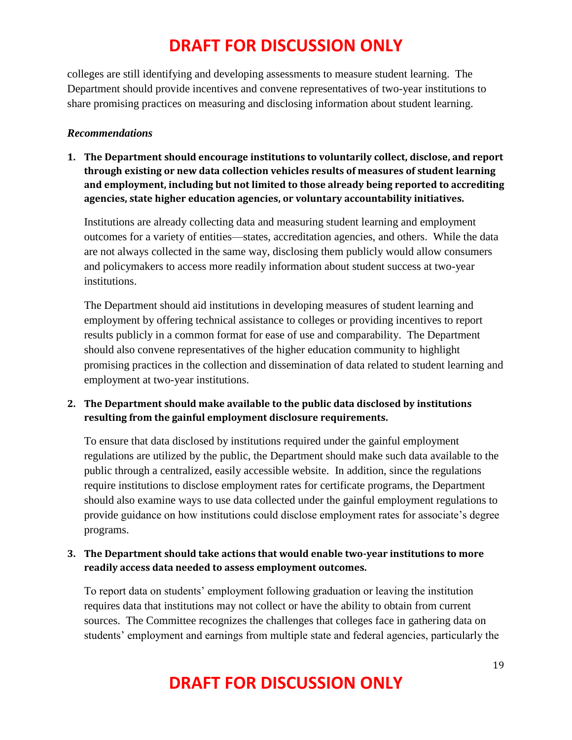colleges are still identifying and developing assessments to measure student learning. The Department should provide incentives and convene representatives of two-year institutions to share promising practices on measuring and disclosing information about student learning.

***Recommendations***

1. **The Department should encourage institutions to voluntarily collect, disclose, and report through existing or new data collection vehicles results of measures of student learning and employment, including but not limited to those already being reported to accrediting agencies, state higher education agencies, or voluntary accountability initiatives.**

   Institutions are already collecting data and measuring student learning and employment outcomes for a variety of entities—states, accreditation agencies, and others. While the data are not always collected in the same way, disclosing them publicly would allow consumers and policymakers to access more readily information about student success at two-year institutions.

   The Department should aid institutions in developing measures of student learning and employment by offering technical assistance to colleges or providing incentives to report results publicly in a common format for ease of use and comparability. The Department should also convene representatives of the higher education community to highlight promising practices in the collection and dissemination of data related to student learning and employment at two-year institutions.

2. **The Department should make available to the public data disclosed by institutions resulting from the gainful employment disclosure requirements.**

   To ensure that data disclosed by institutions required under the gainful employment regulations are utilized by the public, the Department should make such data available to the public through a centralized, easily accessible website. In addition, since the regulations require institutions to disclose employment rates for certificate programs, the Department should also examine ways to use data collected under the gainful employment regulations to provide guidance on how institutions could disclose employment rates for associate's degree programs.

3. **The Department should take actions that would enable two-year institutions to more readily access data needed to assess employment outcomes.**

   To report data on students' employment following graduation or leaving the institution requires data that institutions may not collect or have the ability to obtain from current sources. The Committee recognizes the challenges that colleges face in gathering data on students' employment and earnings from multiple state and federal agencies, particularly the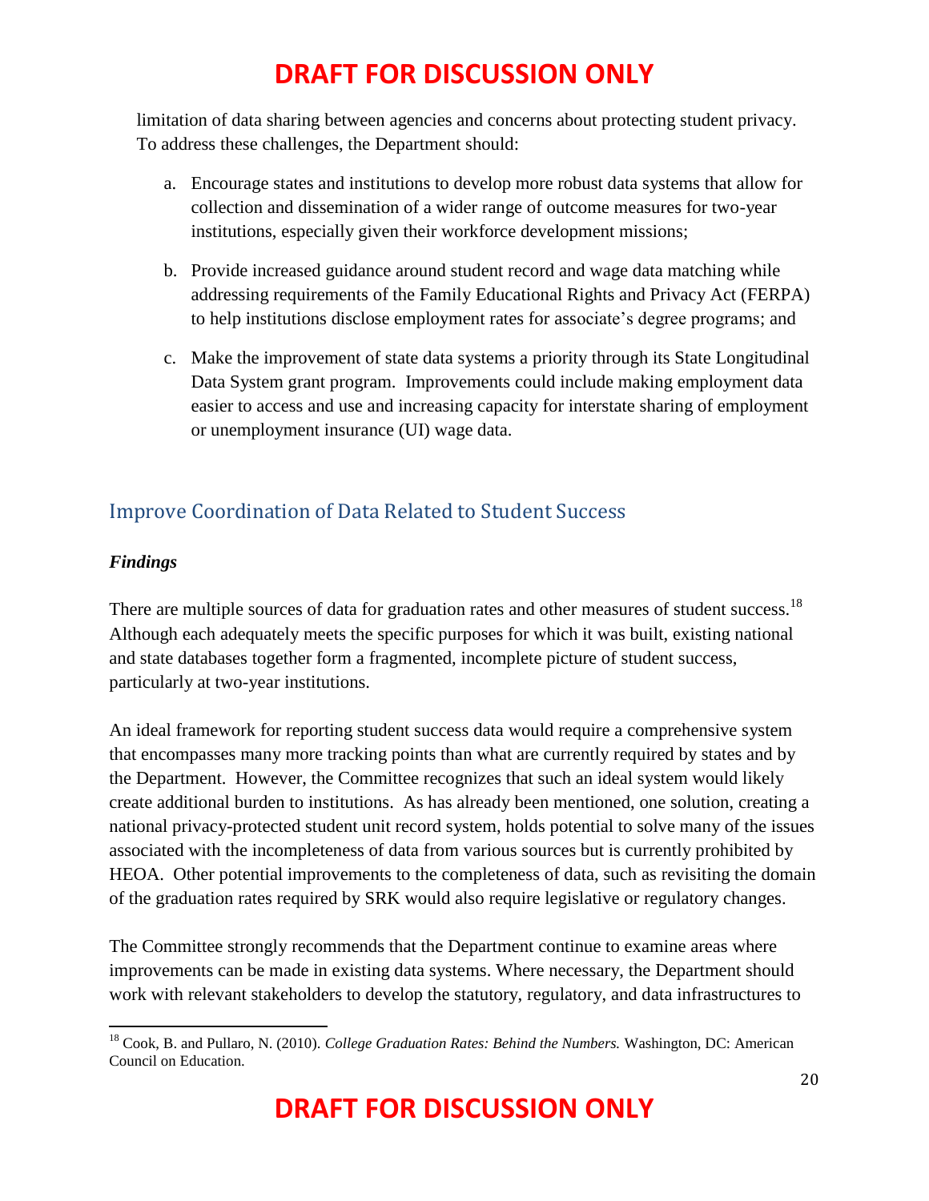limitation of data sharing between agencies and concerns about protecting student privacy. To address these challenges, the Department should:

a. Encourage states and institutions to develop more robust data systems that allow for collection and dissemination of a wider range of outcome measures for two-year institutions, especially given their workforce development missions;

b. Provide increased guidance around student record and wage data matching while addressing requirements of the Family Educational Rights and Privacy Act (FERPA) to help institutions disclose employment rates for associate's degree programs; and

c. Make the improvement of state data systems a priority through its State Longitudinal Data System grant program. Improvements could include making employment data easier to access and use and increasing capacity for interstate sharing of employment or unemployment insurance (UI) wage data.

## Improve Coordination of Data Related to Student Success

### *Findings*

There are multiple sources of data for graduation rates and other measures of student success.[18] Although each adequately meets the specific purposes for which it was built, existing national and state databases together form a fragmented, incomplete picture of student success, particularly at two-year institutions.

An ideal framework for reporting student success data would require a comprehensive system that encompasses many more tracking points than what are currently required by states and by the Department. However, the Committee recognizes that such an ideal system would likely create additional burden to institutions. As has already been mentioned, one solution, creating a national privacy-protected student unit record system, holds potential to solve many of the issues associated with the incompleteness of data from various sources but is currently prohibited by HEOA. Other potential improvements to the completeness of data, such as revisiting the domain of the graduation rates required by SRK would also require legislative or regulatory changes.

The Committee strongly recommends that the Department continue to examine areas where improvements can be made in existing data systems. Where necessary, the Department should work with relevant stakeholders to develop the statutory, regulatory, and data infrastructures to

---

[18] Cook, B. and Pullaro, N. (2010). *College Graduation Rates: Behind the Numbers.* Washington, DC: American Council on Education.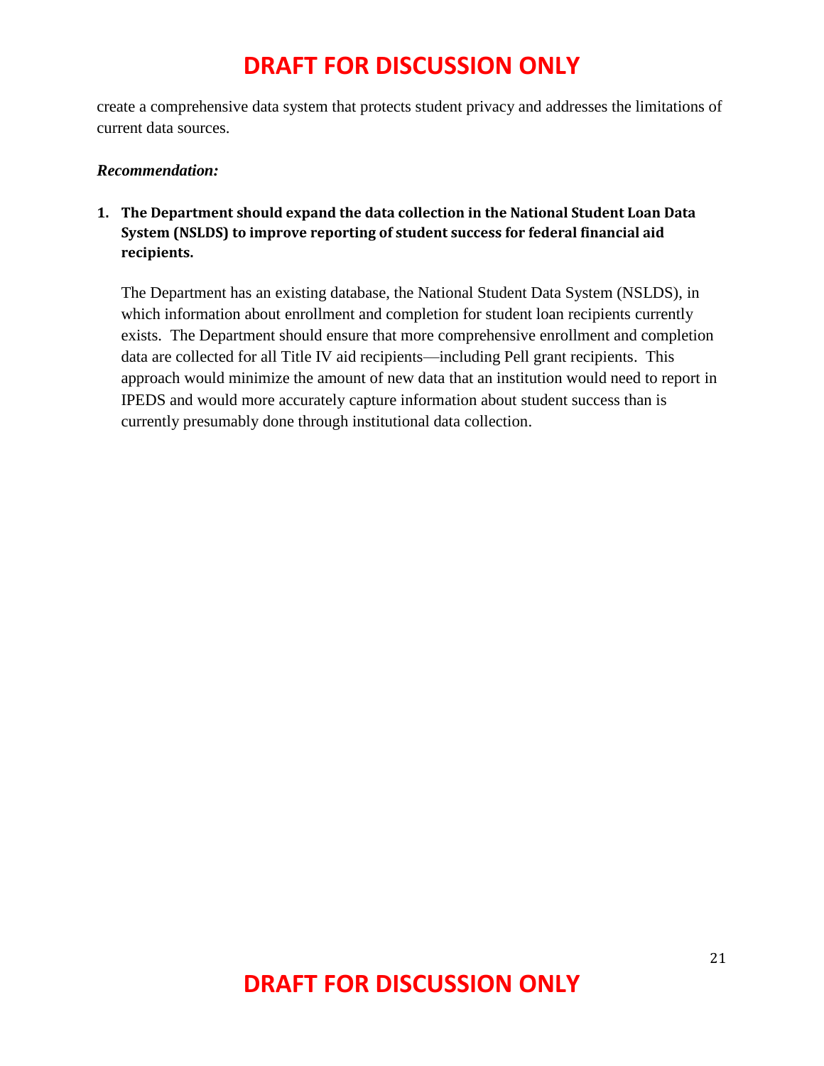create a comprehensive data system that protects student privacy and addresses the limitations of current data sources.

***Recommendation:***

1. **The Department should expand the data collection in the National Student Loan Data System (NSLDS) to improve reporting of student success for federal financial aid recipients.**

   The Department has an existing database, the National Student Data System (NSLDS), in which information about enrollment and completion for student loan recipients currently exists. The Department should ensure that more comprehensive enrollment and completion data are collected for all Title IV aid recipients—including Pell grant recipients. This approach would minimize the amount of new data that an institution would need to report in IPEDS and would more accurately capture information about student success than is currently presumably done through institutional data collection.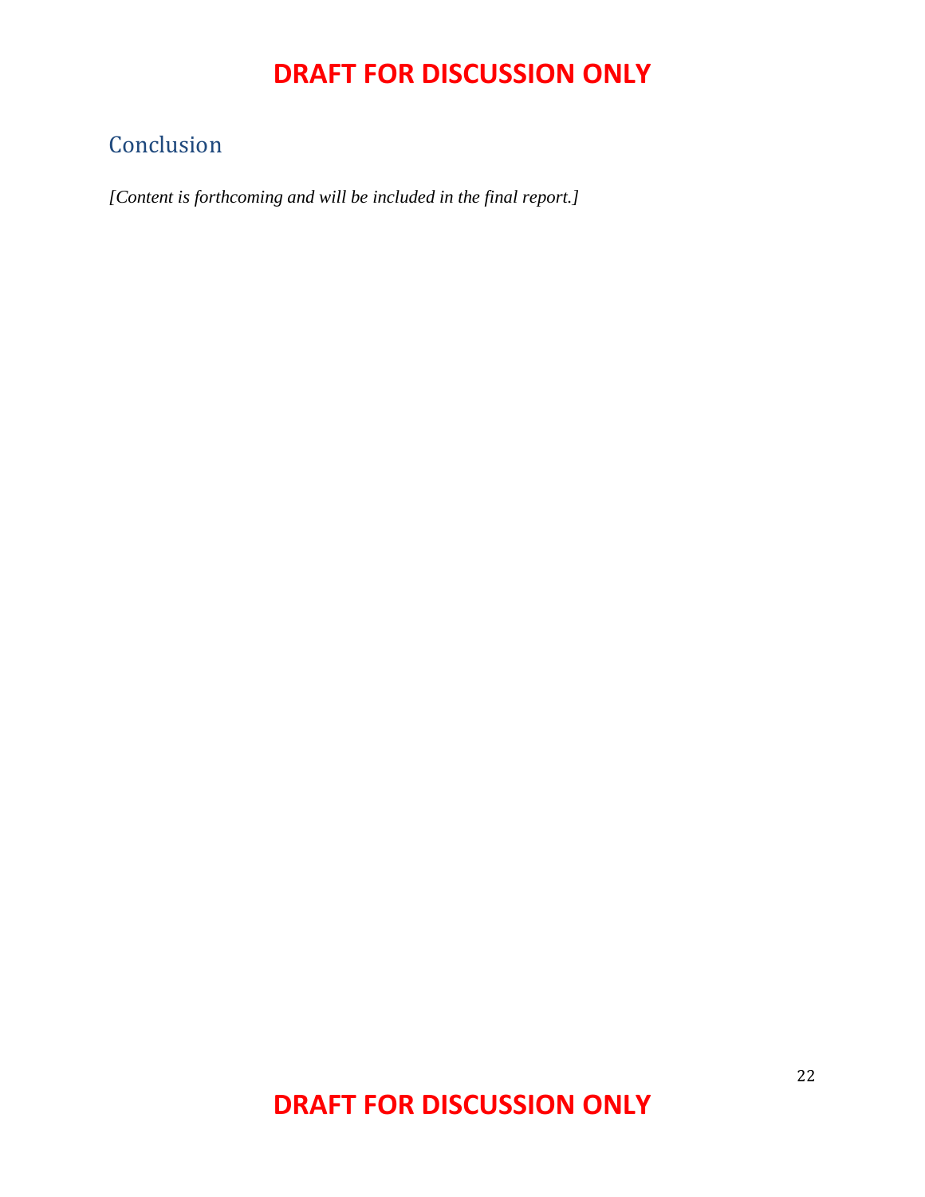## Conclusion

*[Content is forthcoming and will be included in the final report.]*